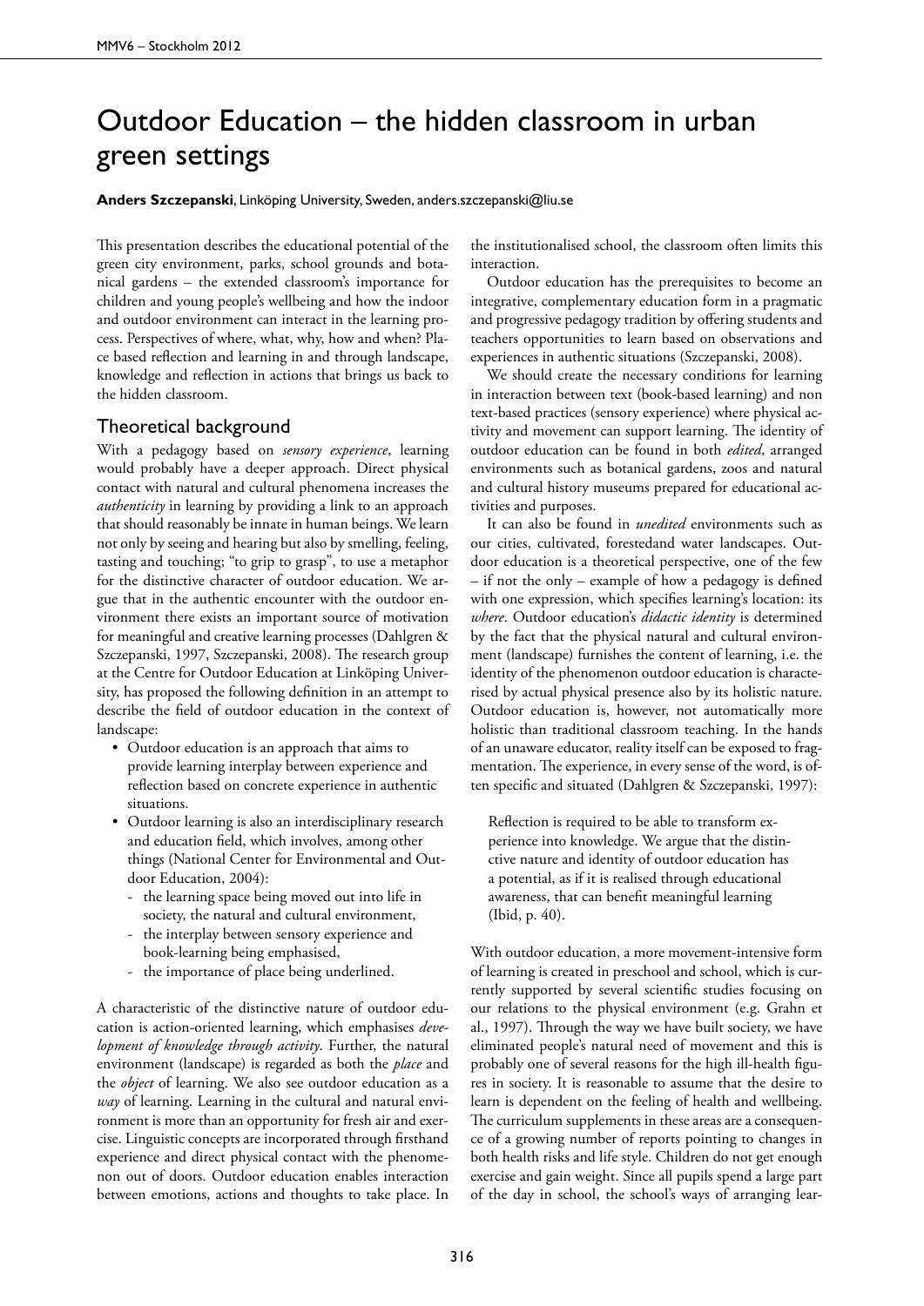# Outdoor Education – the hidden classroom in urban green settings

**Anders Szczepanski**, Linköping University, Sweden, anders.szczepanski@liu.se

This presentation describes the educational potential of the green city environment, parks, school grounds and botanical gardens – the extended classroom's importance for children and young people's wellbeing and how the indoor and outdoor environment can interact in the learning process. Perspectives of where, what, why, how and when? Place based reflection and learning in and through landscape, knowledge and reflection in actions that brings us back to the hidden classroom.

## Theoretical background

With a pedagogy based on *sensory experience*, learning would probably have a deeper approach. Direct physical contact with natural and cultural phenomena increases the *authenticity* in learning by providing a link to an approach that should reasonably be innate in human beings. We learn not only by seeing and hearing but also by smelling, feeling, tasting and touching; "to grip to grasp", to use a metaphor for the distinctive character of outdoor education. We argue that in the authentic encounter with the outdoor environment there exists an important source of motivation for meaningful and creative learning processes (Dahlgren & Szczepanski, 1997, Szczepanski, 2008). The research group at the Centre for Outdoor Education at Linköping University, has proposed the following definition in an attempt to describe the field of outdoor education in the context of landscape:

- Outdoor education is an approach that aims to provide learning interplay between experience and reflection based on concrete experience in authentic situations.
- Outdoor learning is also an interdisciplinary research and education field, which involves, among other things (National Center for Environmental and Outdoor Education, 2004):
  - the learning space being moved out into life in society, the natural and cultural environment,
  - the interplay between sensory experience and book-learning being emphasised,
  - the importance of place being underlined.

A characteristic of the distinctive nature of outdoor education is action-oriented learning, which emphasises *development of knowledge through activity*. Further, the natural environment (landscape) is regarded as both the *place* and the *object* of learning. We also see outdoor education as a *way* of learning. Learning in the cultural and natural environment is more than an opportunity for fresh air and exercise. Linguistic concepts are incorporated through firsthand experience and direct physical contact with the phenomenon out of doors. Outdoor education enables interaction between emotions, actions and thoughts to take place. In the institutionalised school, the classroom often limits this interaction.

Outdoor education has the prerequisites to become an integrative, complementary education form in a pragmatic and progressive pedagogy tradition by offering students and teachers opportunities to learn based on observations and experiences in authentic situations (Szczepanski, 2008).

We should create the necessary conditions for learning in interaction between text (book-based learning) and non text-based practices (sensory experience) where physical activity and movement can support learning. The identity of outdoor education can be found in both *edited*, arranged environments such as botanical gardens, zoos and natural and cultural history museums prepared for educational activities and purposes.

It can also be found in *unedited* environments such as our cities, cultivated, forestedand water landscapes. Outdoor education is a theoretical perspective, one of the few – if not the only – example of how a pedagogy is defined with one expression, which specifies learning's location: its *where*. Outdoor education's *didactic identity* is determined by the fact that the physical natural and cultural environment (landscape) furnishes the content of learning, i.e. the identity of the phenomenon outdoor education is characterised by actual physical presence also by its holistic nature. Outdoor education is, however, not automatically more holistic than traditional classroom teaching. In the hands of an unaware educator, reality itself can be exposed to fragmentation. The experience, in every sense of the word, is often specific and situated (Dahlgren & Szczepanski, 1997):

> Reflection is required to be able to transform experience into knowledge. We argue that the distinctive nature and identity of outdoor education has a potential, as if it is realised through educational awareness, that can benefit meaningful learning (Ibid, p. 40).

With outdoor education, a more movement-intensive form of learning is created in preschool and school, which is currently supported by several scientific studies focusing on our relations to the physical environment (e.g. Grahn et al., 1997). Through the way we have built society, we have eliminated people's natural need of movement and this is probably one of several reasons for the high ill-health figures in society. It is reasonable to assume that the desire to learn is dependent on the feeling of health and wellbeing. The curriculum supplements in these areas are a consequence of a growing number of reports pointing to changes in both health risks and life style. Children do not get enough exercise and gain weight. Since all pupils spend a large part of the day in school, the school's ways of arranging lear-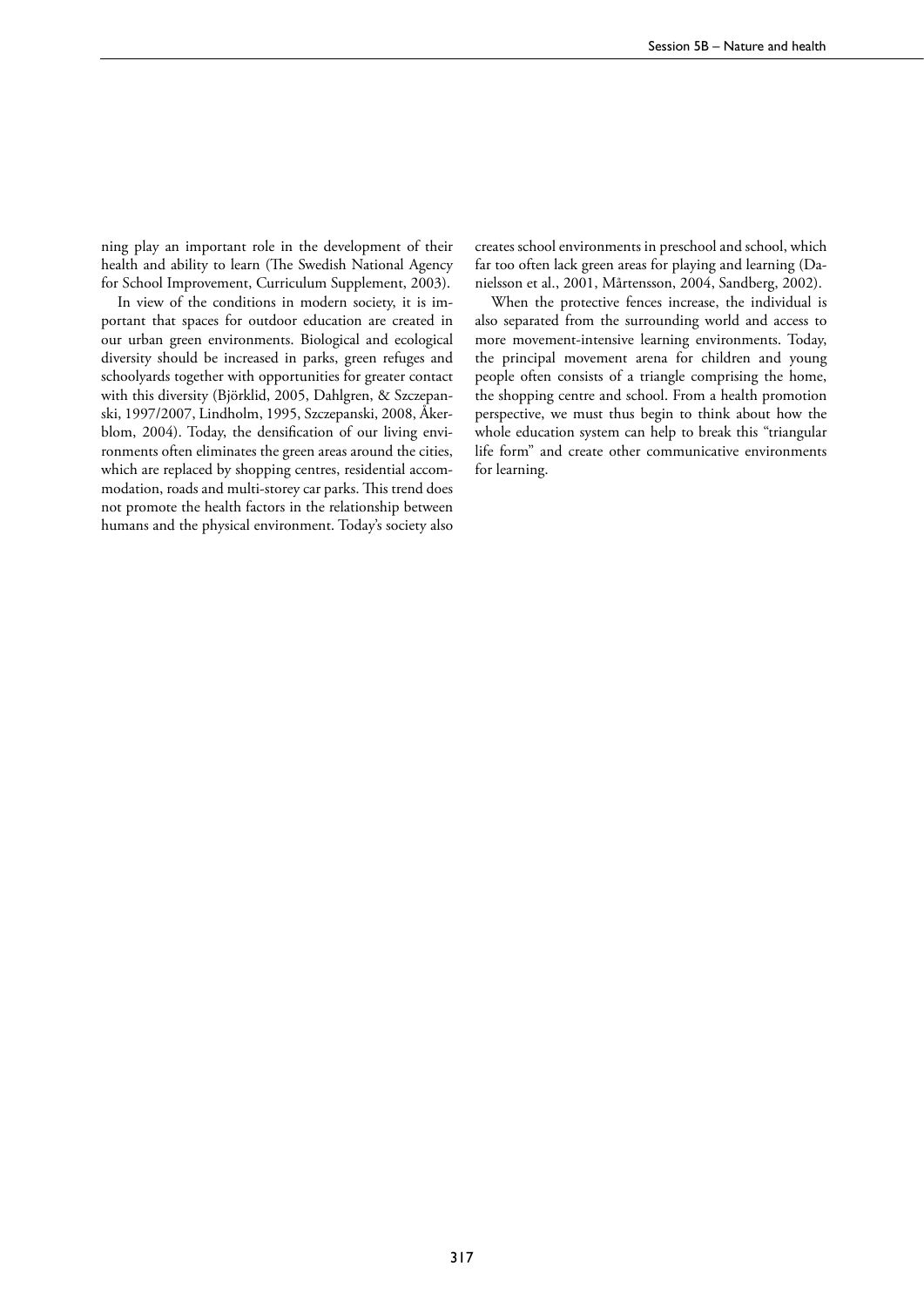ning play an important role in the development of their health and ability to learn (The Swedish National Agency for School Improvement, Curriculum Supplement, 2003).

In view of the conditions in modern society, it is important that spaces for outdoor education are created in our urban green environments. Biological and ecological diversity should be increased in parks, green refuges and schoolyards together with opportunities for greater contact with this diversity (Björklid, 2005, Dahlgren, & Szczepanski, 1997/2007, Lindholm, 1995, Szczepanski, 2008, Åkerblom, 2004). Today, the densification of our living environments often eliminates the green areas around the cities, which are replaced by shopping centres, residential accommodation, roads and multi-storey car parks. This trend does not promote the health factors in the relationship between humans and the physical environment. Today's society also creates school environments in preschool and school, which far too often lack green areas for playing and learning (Danielsson et al., 2001, Mårtensson, 2004, Sandberg, 2002).

When the protective fences increase, the individual is also separated from the surrounding world and access to more movement-intensive learning environments. Today, the principal movement arena for children and young people often consists of a triangle comprising the home, the shopping centre and school. From a health promotion perspective, we must thus begin to think about how the whole education system can help to break this "triangular life form" and create other communicative environments for learning.